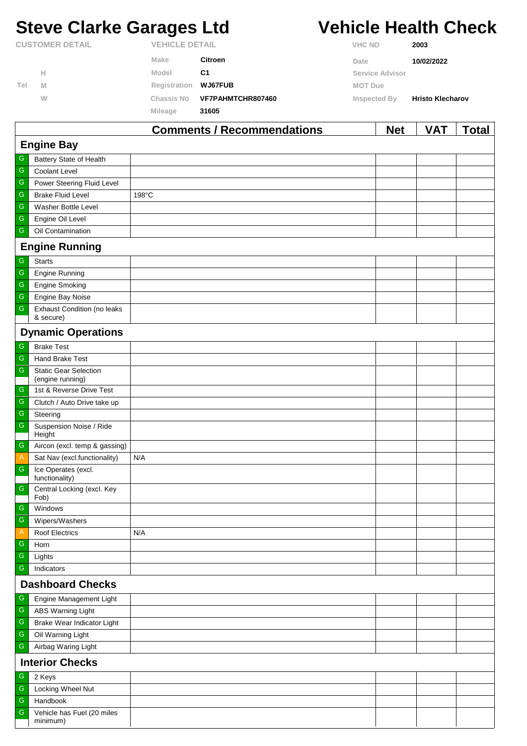# Steve Clarke Garages Ltd

# Vehicle Health Check

| CUSTOMER DETAIL | | VEHICLE DETAIL | | VHC NO | 2003 |
|---|---|---|---|---|---|
| | | Make | Citroen | Date | 10/02/2022 |
| | H | Model | C1 | Service Advisor | |
| Tel | M | Registration | WJ67FUB | MOT Due | |
| | W | Chassis No | VF7PAHMTCHR807460 | Inspected By | Hristo Klecharov |
| | | Mileage | 31605 | | |

| | | Comments / Recommendations | Net | VAT | Total |
|---|---|---|---|---|---|
| **Engine Bay** | | | | | |
| G | Battery State of Health | | | | |
| G | Coolant Level | | | | |
| G | Power Steering Fluid Level | | | | |
| G | Brake Fluid Level | 198°C | | | |
| G | Washer Bottle Level | | | | |
| G | Engine Oil Level | | | | |
| G | Oil Contamination | | | | |
| **Engine Running** | | | | | |
| G | Starts | | | | |
| G | Engine Running | | | | |
| G | Engine Smoking | | | | |
| G | Engine Bay Noise | | | | |
| G | Exhaust Condition (no leaks & secure) | | | | |
| **Dynamic Operations** | | | | | |
| G | Brake Test | | | | |
| G | Hand Brake Test | | | | |
| G | Static Gear Selection (engine running) | | | | |
| G | 1st & Reverse Drive Test | | | | |
| G | Clutch / Auto Drive take up | | | | |
| G | Steering | | | | |
| G | Suspension Noise / Ride Height | | | | |
| G | Aircon (excl. temp & gassing) | | | | |
| A | Sat Nav (excl.functionality) | N/A | | | |
| G | Ice Operates (excl. functionality) | | | | |
| G | Central Locking (excl. Key Fob) | | | | |
| G | Windows | | | | |
| G | Wipers/Washers | | | | |
| A | Roof Electrics | N/A | | | |
| G | Horn | | | | |
| G | Lights | | | | |
| G | Indicators | | | | |
| **Dashboard Checks** | | | | | |
| G | Engine Management Light | | | | |
| G | ABS Warning Light | | | | |
| G | Brake Wear Indicator Light | | | | |
| G | Oil Warning Light | | | | |
| G | Airbag Waring Light | | | | |
| **Interior Checks** | | | | | |
| G | 2 Keys | | | | |
| G | Locking Wheel Nut | | | | |
| G | Handbook | | | | |
| G | Vehicle has Fuel (20 miles minimum) | | | | |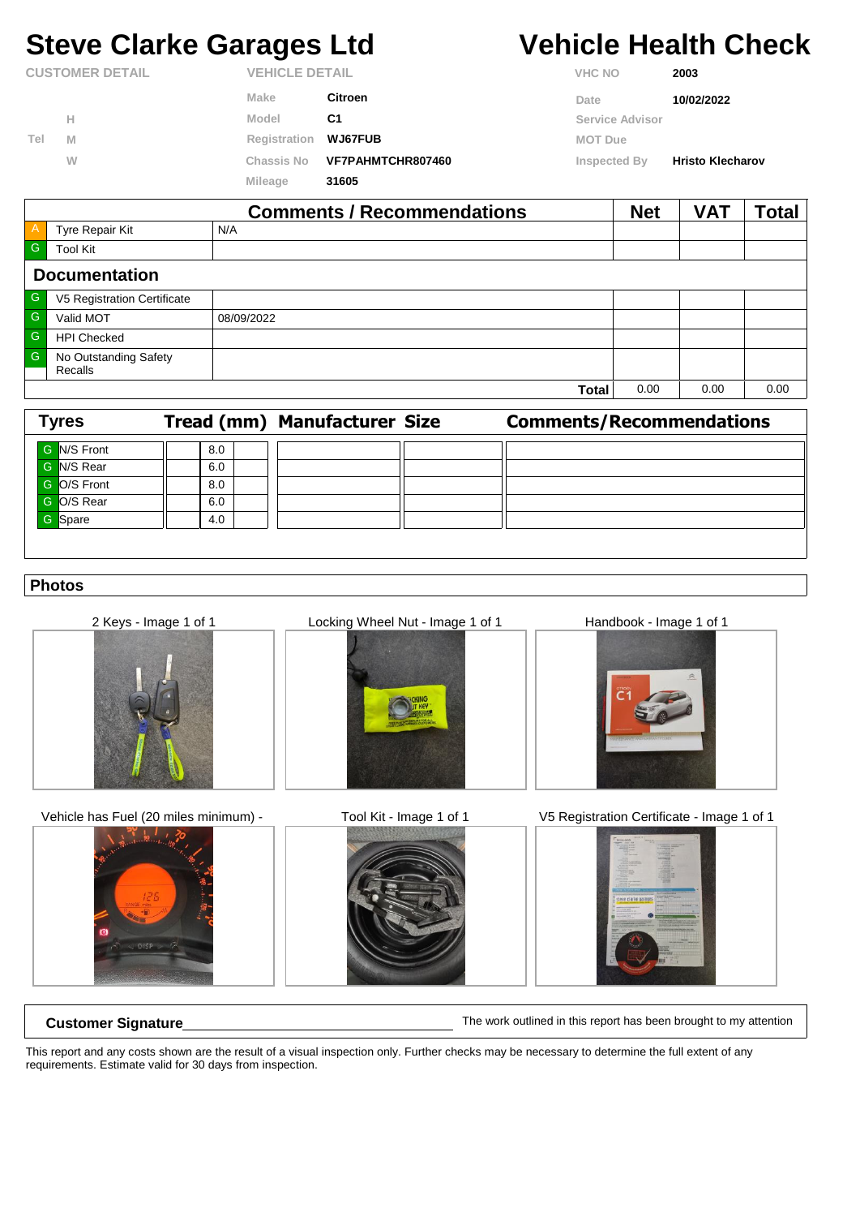# Steve Clarke Garages Ltd

# Vehicle Health Check

| CUSTOMER DETAIL | | VEHICLE DETAIL | | | |
|---|---|---|---|---|---|
| | H | Make | Citroen | VHC NO | 2003 |
| Tel | M | Model | C1 | Date | 10/02/2022 |
| | W | Registration | WJ67FUB | Service Advisor | |
| | | Chassis No | VF7PAHMTCHR807460 | MOT Due | |
| | | Mileage | 31605 | Inspected By | Hristo Klecharov |

| | | Comments / Recommendations | Net | VAT | Total |
|---|---|---|---|---|---|
| A | Tyre Repair Kit | N/A | | | |
| G | Tool Kit | | | | |
| **Documentation** | | | | | |
| G | V5 Registration Certificate | | | | |
| G | Valid MOT | 08/09/2022 | | | |
| G | HPI Checked | | | | |
| G | No Outstanding Safety Recalls | | | | |
| | | **Total** | 0.00 | 0.00 | 0.00 |

| Tyres | Tread (mm) | | Manufacturer | Size | Comments/Recommendations |
|---|---|---|---|---|---|
| G N/S Front | 8.0 | | | | |
| G N/S Rear | 6.0 | | | | |
| G O/S Front | 8.0 | | | | |
| G O/S Rear | 6.0 | | | | |
| G Spare | 4.0 | | | | |

## Photos

2 Keys - Image 1 of 1

Locking Wheel Nut - Image 1 of 1

Handbook - Image 1 of 1

Vehicle has Fuel (20 miles minimum) -

Tool Kit - Image 1 of 1

V5 Registration Certificate - Image 1 of 1

**Customer Signature**\_\_\_\_\_\_\_\_\_\_\_\_\_\_\_\_\_\_\_\_\_\_\_\_\_\_\_\_\_\_ The work outlined in this report has been brought to my attention

This report and any costs shown are the result of a visual inspection only. Further checks may be necessary to determine the full extent of any requirements. Estimate valid for 30 days from inspection.